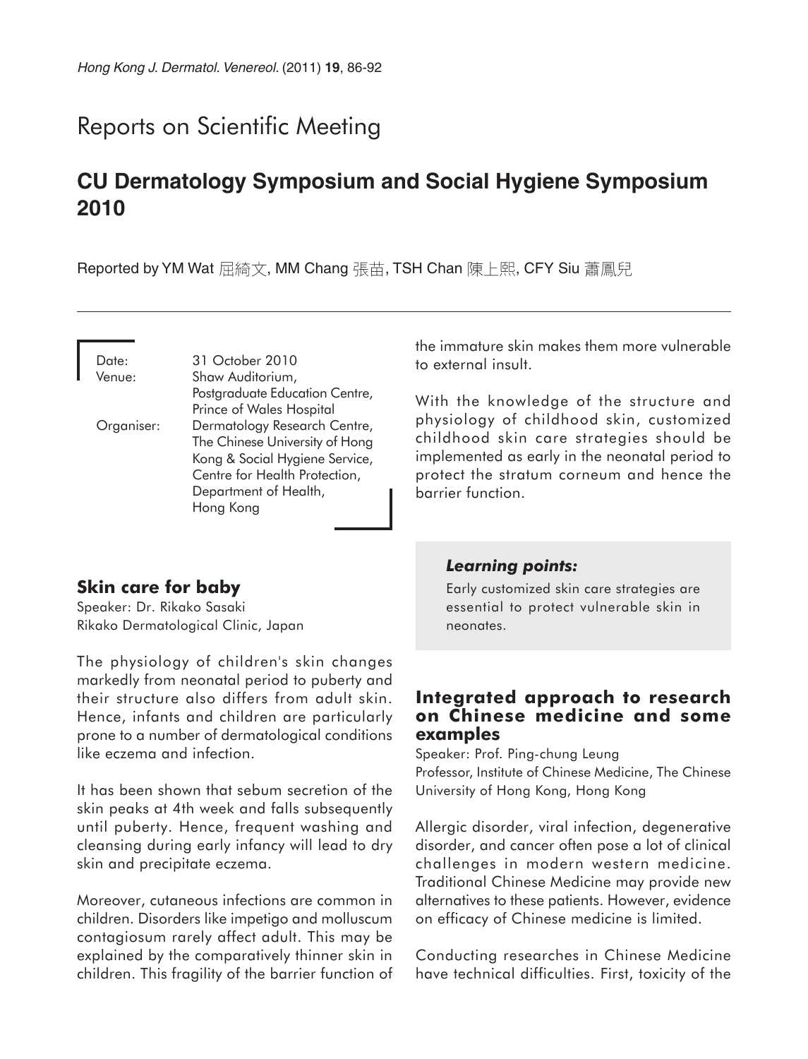# Reports on Scientific Meeting

## CU Dermatology Symposium and Social Hygiene Symposium 2010

Reported by YM Wat 屈綺文, MM Chang 張苗, TSH Chan 陳上熙, CFY Siu 蕭鳳兒

Date: 31 October 2010
Venue: Shaw Auditorium, Postgraduate Education Centre, Prince of Wales Hospital
Organiser: Dermatology Research Centre, The Chinese University of Hong Kong & Social Hygiene Service, Centre for Health Protection, Department of Health, Hong Kong

### Skin care for baby

Speaker: Dr. Rikako Sasaki
Rikako Dermatological Clinic, Japan

The physiology of children's skin changes markedly from neonatal period to puberty and their structure also differs from adult skin. Hence, infants and children are particularly prone to a number of dermatological conditions like eczema and infection.

It has been shown that sebum secretion of the skin peaks at 4th week and falls subsequently until puberty. Hence, frequent washing and cleansing during early infancy will lead to dry skin and precipitate eczema.

Moreover, cutaneous infections are common in children. Disorders like impetigo and molluscum contagiosum rarely affect adult. This may be explained by the comparatively thinner skin in children. This fragility of the barrier function of the immature skin makes them more vulnerable to external insult.

With the knowledge of the structure and physiology of childhood skin, customized childhood skin care strategies should be implemented as early in the neonatal period to protect the stratum corneum and hence the barrier function.

> ***Learning points:***
>
> Early customized skin care strategies are essential to protect vulnerable skin in neonates.

### Integrated approach to research on Chinese medicine and some examples

Speaker: Prof. Ping-chung Leung
Professor, Institute of Chinese Medicine, The Chinese University of Hong Kong, Hong Kong

Allergic disorder, viral infection, degenerative disorder, and cancer often pose a lot of clinical challenges in modern western medicine. Traditional Chinese Medicine may provide new alternatives to these patients. However, evidence on efficacy of Chinese medicine is limited.

Conducting researches in Chinese Medicine have technical difficulties. First, toxicity of the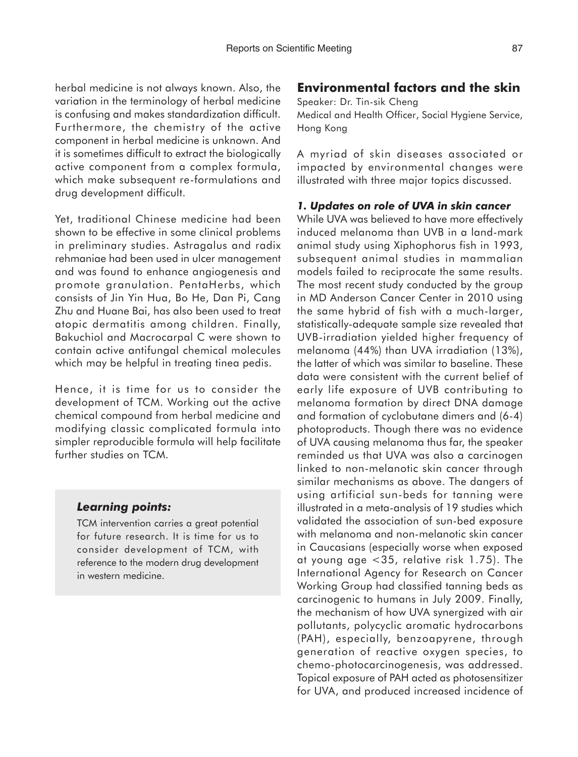herbal medicine is not always known. Also, the variation in the terminology of herbal medicine is confusing and makes standardization difficult. Furthermore, the chemistry of the active component in herbal medicine is unknown. And it is sometimes difficult to extract the biologically active component from a complex formula, which make subsequent re-formulations and drug development difficult.

Yet, traditional Chinese medicine had been shown to be effective in some clinical problems in preliminary studies. Astragalus and radix rehmaniae had been used in ulcer management and was found to enhance angiogenesis and promote granulation. PentaHerbs, which consists of Jin Yin Hua, Bo He, Dan Pi, Cang Zhu and Huane Bai, has also been used to treat atopic dermatitis among children. Finally, Bakuchiol and Macrocarpal C were shown to contain active antifungal chemical molecules which may be helpful in treating tinea pedis.

Hence, it is time for us to consider the development of TCM. Working out the active chemical compound from herbal medicine and modifying classic complicated formula into simpler reproducible formula will help facilitate further studies on TCM.

> ***Learning points:***
>
> TCM intervention carries a great potential for future research. It is time for us to consider development of TCM, with reference to the modern drug development in western medicine.

## Environmental factors and the skin

Speaker: Dr. Tin-sik Cheng

Medical and Health Officer, Social Hygiene Service, Hong Kong

A myriad of skin diseases associated or impacted by environmental changes were illustrated with three major topics discussed.

### *1. Updates on role of UVA in skin cancer*

While UVA was believed to have more effectively induced melanoma than UVB in a land-mark animal study using Xiphophorus fish in 1993, subsequent animal studies in mammalian models failed to reciprocate the same results. The most recent study conducted by the group in MD Anderson Cancer Center in 2010 using the same hybrid of fish with a much-larger, statistically-adequate sample size revealed that UVB-irradiation yielded higher frequency of melanoma (44%) than UVA irradiation (13%), the latter of which was similar to baseline. These data were consistent with the current belief of early life exposure of UVB contributing to melanoma formation by direct DNA damage and formation of cyclobutane dimers and (6-4) photoproducts. Though there was no evidence of UVA causing melanoma thus far, the speaker reminded us that UVA was also a carcinogen linked to non-melanotic skin cancer through similar mechanisms as above. The dangers of using artificial sun-beds for tanning were illustrated in a meta-analysis of 19 studies which validated the association of sun-bed exposure with melanoma and non-melanotic skin cancer in Caucasians (especially worse when exposed at young age <35, relative risk 1.75). The International Agency for Research on Cancer Working Group had classified tanning beds as carcinogenic to humans in July 2009. Finally, the mechanism of how UVA synergized with air pollutants, polycyclic aromatic hydrocarbons (PAH), especially, benzoapyrene, through generation of reactive oxygen species, to chemo-photocarcinogenesis, was addressed. Topical exposure of PAH acted as photosensitizer for UVA, and produced increased incidence of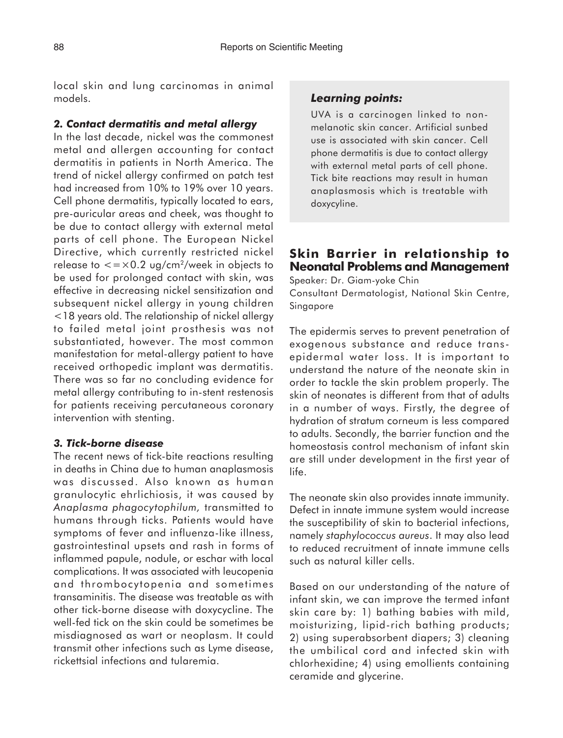local skin and lung carcinomas in animal models.

### *2. Contact dermatitis and metal allergy*

In the last decade, nickel was the commonest metal and allergen accounting for contact dermatitis in patients in North America. The trend of nickel allergy confirmed on patch test had increased from 10% to 19% over 10 years. Cell phone dermatitis, typically located to ears, pre-auricular areas and cheek, was thought to be due to contact allergy with external metal parts of cell phone. The European Nickel Directive, which currently restricted nickel release to <=×0.2 ug/cm$^2$/week in objects to be used for prolonged contact with skin, was effective in decreasing nickel sensitization and subsequent nickel allergy in young children <18 years old. The relationship of nickel allergy to failed metal joint prosthesis was not substantiated, however. The most common manifestation for metal-allergy patient to have received orthopedic implant was dermatitis. There was so far no concluding evidence for metal allergy contributing to in-stent restenosis for patients receiving percutaneous coronary intervention with stenting.

### *3. Tick-borne disease*

The recent news of tick-bite reactions resulting in deaths in China due to human anaplasmosis was discussed. Also known as human granulocytic ehrlichiosis, it was caused by *Anaplasma phagocytophilum,* transmitted to humans through ticks. Patients would have symptoms of fever and influenza-like illness, gastrointestinal upsets and rash in forms of inflammed papule, nodule, or eschar with local complications. It was associated with leucopenia and thrombocytopenia and sometimes transaminitis. The disease was treatable as with other tick-borne disease with doxycycline. The well-fed tick on the skin could be sometimes be misdiagnosed as wart or neoplasm. It could transmit other infections such as Lyme disease, rickettsial infections and tularemia.

> ***Learning points:***
>
> UVA is a carcinogen linked to non-melanotic skin cancer. Artificial sunbed use is associated with skin cancer. Cell phone dermatitis is due to contact allergy with external metal parts of cell phone. Tick bite reactions may result in human anaplasmosis which is treatable with doxycyline.

## Skin Barrier in relationship to Neonatal Problems and Management

Speaker: Dr. Giam-yoke Chin
Consultant Dermatologist, National Skin Centre, Singapore

The epidermis serves to prevent penetration of exogenous substance and reduce trans-epidermal water loss. It is important to understand the nature of the neonate skin in order to tackle the skin problem properly. The skin of neonates is different from that of adults in a number of ways. Firstly, the degree of hydration of stratum corneum is less compared to adults. Secondly, the barrier function and the homeostasis control mechanism of infant skin are still under development in the first year of life.

The neonate skin also provides innate immunity. Defect in innate immune system would increase the susceptibility of skin to bacterial infections, namely *staphylococcus aureus*. It may also lead to reduced recruitment of innate immune cells such as natural killer cells.

Based on our understanding of the nature of infant skin, we can improve the termed infant skin care by: 1) bathing babies with mild, moisturizing, lipid-rich bathing products; 2) using superabsorbent diapers; 3) cleaning the umbilical cord and infected skin with chlorhexidine; 4) using emollients containing ceramide and glycerine.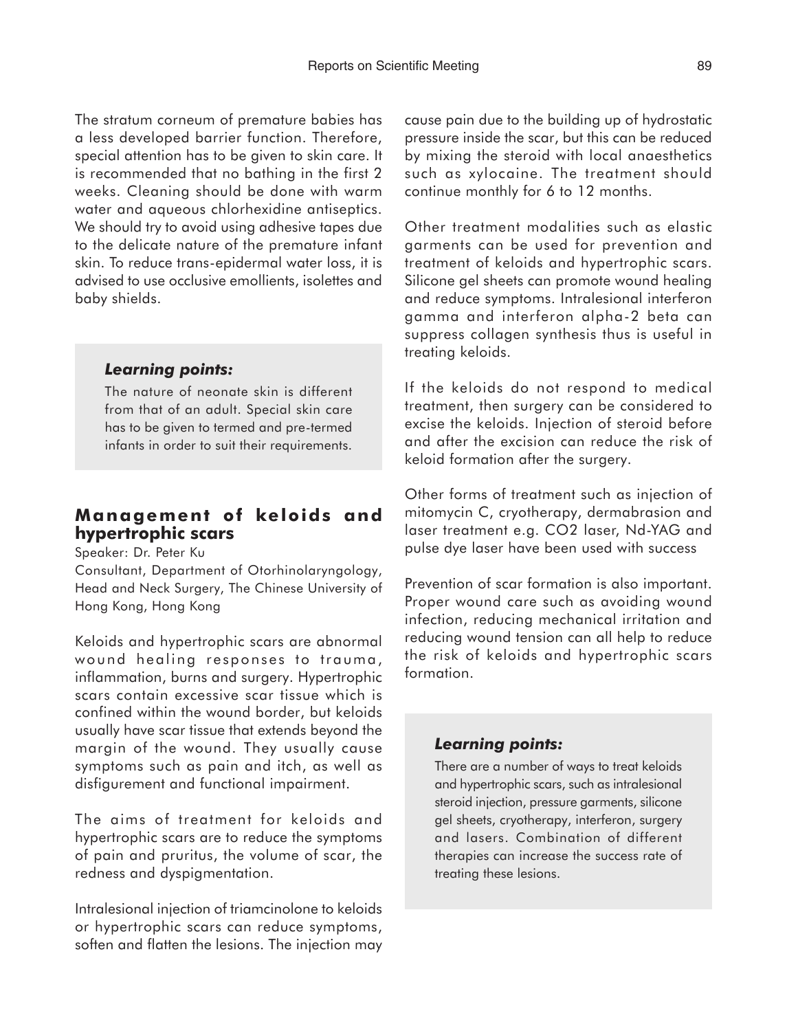The stratum corneum of premature babies has a less developed barrier function. Therefore, special attention has to be given to skin care. It is recommended that no bathing in the first 2 weeks. Cleaning should be done with warm water and aqueous chlorhexidine antiseptics. We should try to avoid using adhesive tapes due to the delicate nature of the premature infant skin. To reduce trans-epidermal water loss, it is advised to use occlusive emollients, isolettes and baby shields.

> ***Learning points:***
>
> The nature of neonate skin is different from that of an adult. Special skin care has to be given to termed and pre-termed infants in order to suit their requirements.

## Management of keloids and hypertrophic scars

Speaker: Dr. Peter Ku

Consultant, Department of Otorhinolaryngology, Head and Neck Surgery, The Chinese University of Hong Kong, Hong Kong

Keloids and hypertrophic scars are abnormal wound healing responses to trauma, inflammation, burns and surgery. Hypertrophic scars contain excessive scar tissue which is confined within the wound border, but keloids usually have scar tissue that extends beyond the margin of the wound. They usually cause symptoms such as pain and itch, as well as disfigurement and functional impairment.

The aims of treatment for keloids and hypertrophic scars are to reduce the symptoms of pain and pruritus, the volume of scar, the redness and dyspigmentation.

Intralesional injection of triamcinolone to keloids or hypertrophic scars can reduce symptoms, soften and flatten the lesions. The injection may cause pain due to the building up of hydrostatic pressure inside the scar, but this can be reduced by mixing the steroid with local anaesthetics such as xylocaine. The treatment should continue monthly for 6 to 12 months.

Other treatment modalities such as elastic garments can be used for prevention and treatment of keloids and hypertrophic scars. Silicone gel sheets can promote wound healing and reduce symptoms. Intralesional interferon gamma and interferon alpha-2 beta can suppress collagen synthesis thus is useful in treating keloids.

If the keloids do not respond to medical treatment, then surgery can be considered to excise the keloids. Injection of steroid before and after the excision can reduce the risk of keloid formation after the surgery.

Other forms of treatment such as injection of mitomycin C, cryotherapy, dermabrasion and laser treatment e.g. $CO_2$ laser, Nd-YAG and pulse dye laser have been used with success

Prevention of scar formation is also important. Proper wound care such as avoiding wound infection, reducing mechanical irritation and reducing wound tension can all help to reduce the risk of keloids and hypertrophic scars formation.

> ***Learning points:***
>
> There are a number of ways to treat keloids and hypertrophic scars, such as intralesional steroid injection, pressure garments, silicone gel sheets, cryotherapy, interferon, surgery and lasers. Combination of different therapies can increase the success rate of treating these lesions.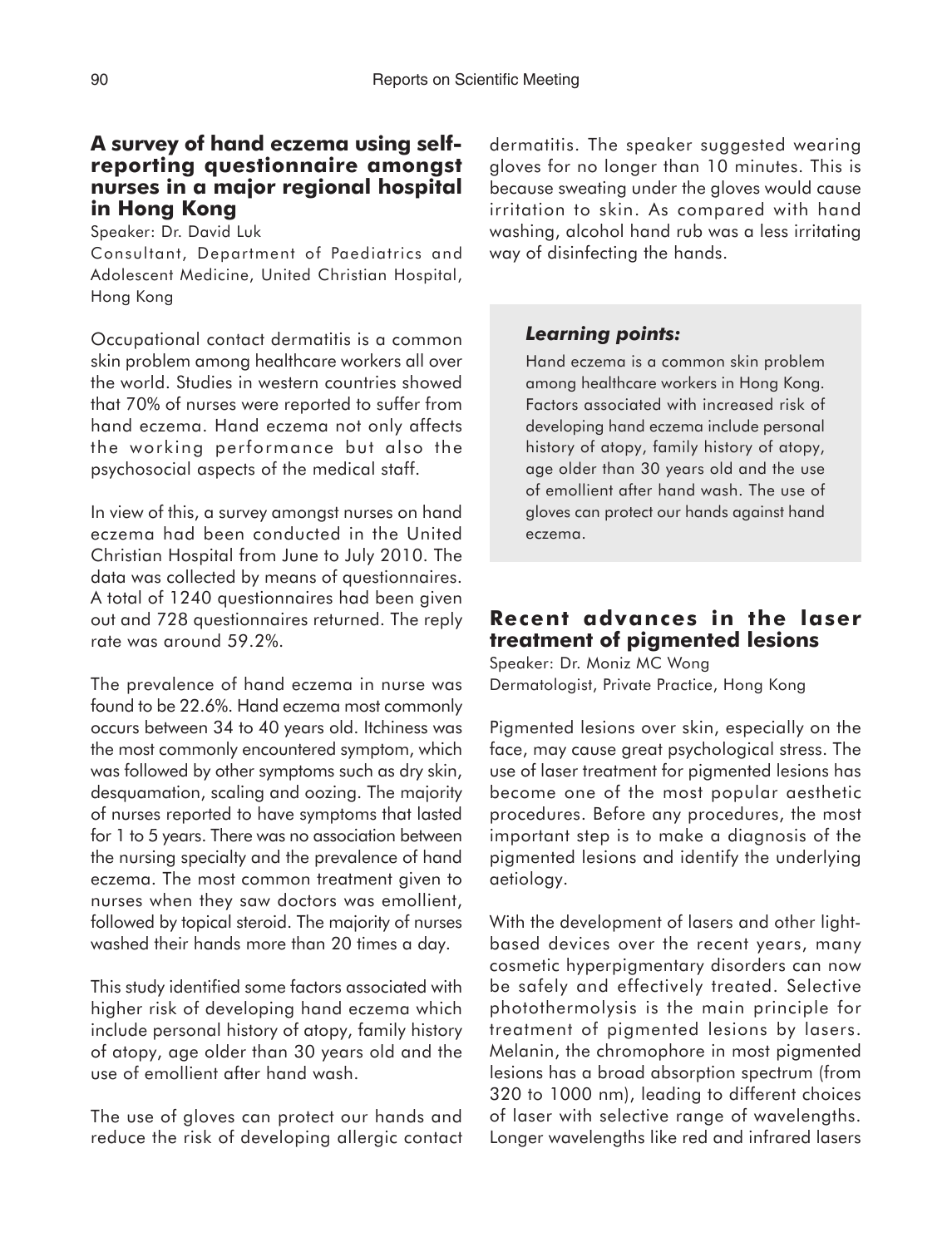## A survey of hand eczema using self-reporting questionnaire amongst nurses in a major regional hospital in Hong Kong

Speaker: Dr. David Luk

Consultant, Department of Paediatrics and Adolescent Medicine, United Christian Hospital, Hong Kong

Occupational contact dermatitis is a common skin problem among healthcare workers all over the world. Studies in western countries showed that 70% of nurses were reported to suffer from hand eczema. Hand eczema not only affects the working performance but also the psychosocial aspects of the medical staff.

In view of this, a survey amongst nurses on hand eczema had been conducted in the United Christian Hospital from June to July 2010. The data was collected by means of questionnaires. A total of 1240 questionnaires had been given out and 728 questionnaires returned. The reply rate was around 59.2%.

The prevalence of hand eczema in nurse was found to be 22.6%. Hand eczema most commonly occurs between 34 to 40 years old. Itchiness was the most commonly encountered symptom, which was followed by other symptoms such as dry skin, desquamation, scaling and oozing. The majority of nurses reported to have symptoms that lasted for 1 to 5 years. There was no association between the nursing specialty and the prevalence of hand eczema. The most common treatment given to nurses when they saw doctors was emollient, followed by topical steroid. The majority of nurses washed their hands more than 20 times a day.

This study identified some factors associated with higher risk of developing hand eczema which include personal history of atopy, family history of atopy, age older than 30 years old and the use of emollient after hand wash.

The use of gloves can protect our hands and reduce the risk of developing allergic contact dermatitis. The speaker suggested wearing gloves for no longer than 10 minutes. This is because sweating under the gloves would cause irritation to skin. As compared with hand washing, alcohol hand rub was a less irritating way of disinfecting the hands.

> ***Learning points:***
>
> Hand eczema is a common skin problem among healthcare workers in Hong Kong. Factors associated with increased risk of developing hand eczema include personal history of atopy, family history of atopy, age older than 30 years old and the use of emollient after hand wash. The use of gloves can protect our hands against hand eczema.

## Recent advances in the laser treatment of pigmented lesions

Speaker: Dr. Moniz MC Wong

Dermatologist, Private Practice, Hong Kong

Pigmented lesions over skin, especially on the face, may cause great psychological stress. The use of laser treatment for pigmented lesions has become one of the most popular aesthetic procedures. Before any procedures, the most important step is to make a diagnosis of the pigmented lesions and identify the underlying aetiology.

With the development of lasers and other light-based devices over the recent years, many cosmetic hyperpigmentary disorders can now be safely and effectively treated. Selective photothermolysis is the main principle for treatment of pigmented lesions by lasers. Melanin, the chromophore in most pigmented lesions has a broad absorption spectrum (from 320 to 1000 nm), leading to different choices of laser with selective range of wavelengths. Longer wavelengths like red and infrared lasers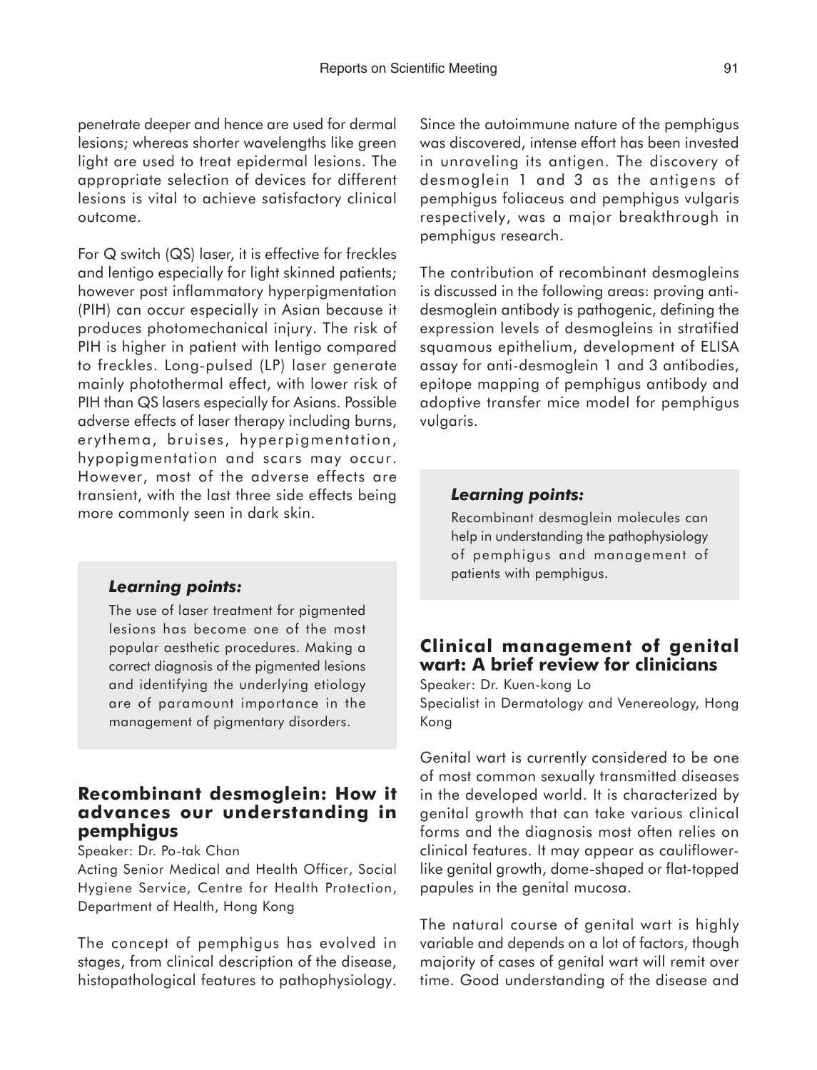penetrate deeper and hence are used for dermal lesions; whereas shorter wavelengths like green light are used to treat epidermal lesions. The appropriate selection of devices for different lesions is vital to achieve satisfactory clinical outcome.

For Q switch (QS) laser, it is effective for freckles and lentigo especially for light skinned patients; however post inflammatory hyperpigmentation (PIH) can occur especially in Asian because it produces photomechanical injury. The risk of PIH is higher in patient with lentigo compared to freckles. Long-pulsed (LP) laser generate mainly photothermal effect, with lower risk of PIH than QS lasers especially for Asians. Possible adverse effects of laser therapy including burns, erythema, bruises, hyperpigmentation, hypopigmentation and scars may occur. However, most of the adverse effects are transient, with the last three side effects being more commonly seen in dark skin.

> ***Learning points:***
>
> The use of laser treatment for pigmented lesions has become one of the most popular aesthetic procedures. Making a correct diagnosis of the pigmented lesions and identifying the underlying etiology are of paramount importance in the management of pigmentary disorders.

## Recombinant desmoglein: How it advances our understanding in pemphigus

Speaker: Dr. Po-tak Chan

Acting Senior Medical and Health Officer, Social Hygiene Service, Centre for Health Protection, Department of Health, Hong Kong

The concept of pemphigus has evolved in stages, from clinical description of the disease, histopathological features to pathophysiology. Since the autoimmune nature of the pemphigus was discovered, intense effort has been invested in unraveling its antigen. The discovery of desmoglein 1 and 3 as the antigens of pemphigus foliaceus and pemphigus vulgaris respectively, was a major breakthrough in pemphigus research.

The contribution of recombinant desmogleins is discussed in the following areas: proving anti-desmoglein antibody is pathogenic, defining the expression levels of desmogleins in stratified squamous epithelium, development of ELISA assay for anti-desmoglein 1 and 3 antibodies, epitope mapping of pemphigus antibody and adoptive transfer mice model for pemphigus vulgaris.

> ***Learning points:***
>
> Recombinant desmoglein molecules can help in understanding the pathophysiology of pemphigus and management of patients with pemphigus.

## Clinical management of genital wart: A brief review for clinicians

Speaker: Dr. Kuen-kong Lo

Specialist in Dermatology and Venereology, Hong Kong

Genital wart is currently considered to be one of most common sexually transmitted diseases in the developed world. It is characterized by genital growth that can take various clinical forms and the diagnosis most often relies on clinical features. It may appear as cauliflower-like genital growth, dome-shaped or flat-topped papules in the genital mucosa.

The natural course of genital wart is highly variable and depends on a lot of factors, though majority of cases of genital wart will remit over time. Good understanding of the disease and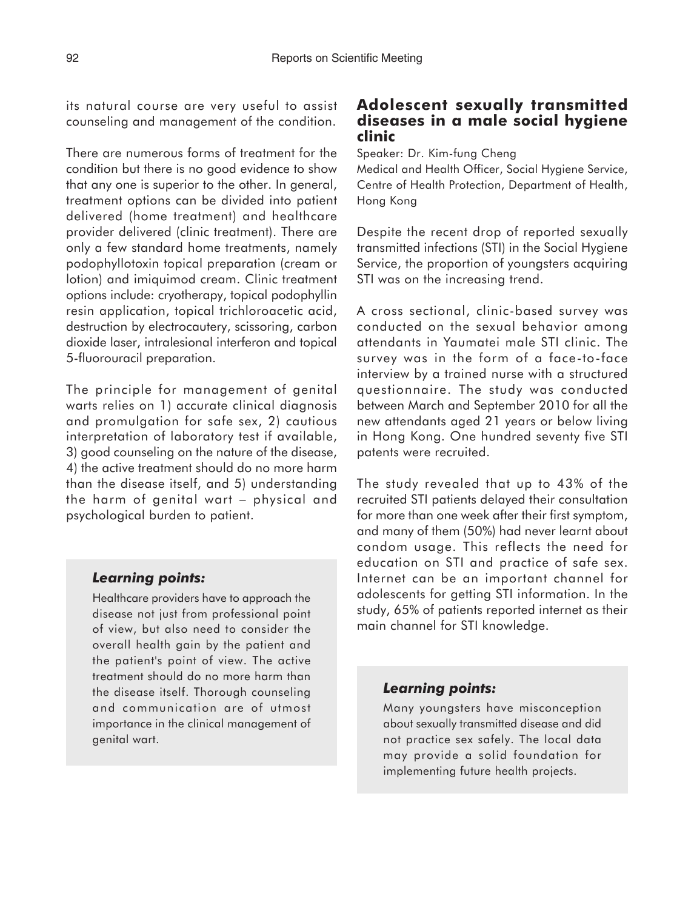its natural course are very useful to assist counseling and management of the condition.

There are numerous forms of treatment for the condition but there is no good evidence to show that any one is superior to the other. In general, treatment options can be divided into patient delivered (home treatment) and healthcare provider delivered (clinic treatment). There are only a few standard home treatments, namely podophyllotoxin topical preparation (cream or lotion) and imiquimod cream. Clinic treatment options include: cryotherapy, topical podophyllin resin application, topical trichloroacetic acid, destruction by electrocautery, scissoring, carbon dioxide laser, intralesional interferon and topical 5-fluorouracil preparation.

The principle for management of genital warts relies on 1) accurate clinical diagnosis and promulgation for safe sex, 2) cautious interpretation of laboratory test if available, 3) good counseling on the nature of the disease, 4) the active treatment should do no more harm than the disease itself, and 5) understanding the harm of genital wart – physical and psychological burden to patient.

***Learning points:***

Healthcare providers have to approach the disease not just from professional point of view, but also need to consider the overall health gain by the patient and the patient's point of view. The active treatment should do no more harm than the disease itself. Thorough counseling and communication are of utmost importance in the clinical management of genital wart.

## Adolescent sexually transmitted diseases in a male social hygiene clinic

Speaker: Dr. Kim-fung Cheng

Medical and Health Officer, Social Hygiene Service, Centre of Health Protection, Department of Health, Hong Kong

Despite the recent drop of reported sexually transmitted infections (STI) in the Social Hygiene Service, the proportion of youngsters acquiring STI was on the increasing trend.

A cross sectional, clinic-based survey was conducted on the sexual behavior among attendants in Yaumatei male STI clinic. The survey was in the form of a face-to-face interview by a trained nurse with a structured questionnaire. The study was conducted between March and September 2010 for all the new attendants aged 21 years or below living in Hong Kong. One hundred seventy five STI patents were recruited.

The study revealed that up to 43% of the recruited STI patients delayed their consultation for more than one week after their first symptom, and many of them (50%) had never learnt about condom usage. This reflects the need for education on STI and practice of safe sex. Internet can be an important channel for adolescents for getting STI information. In the study, 65% of patients reported internet as their main channel for STI knowledge.

***Learning points:***

Many youngsters have misconception about sexually transmitted disease and did not practice sex safely. The local data may provide a solid foundation for implementing future health projects.